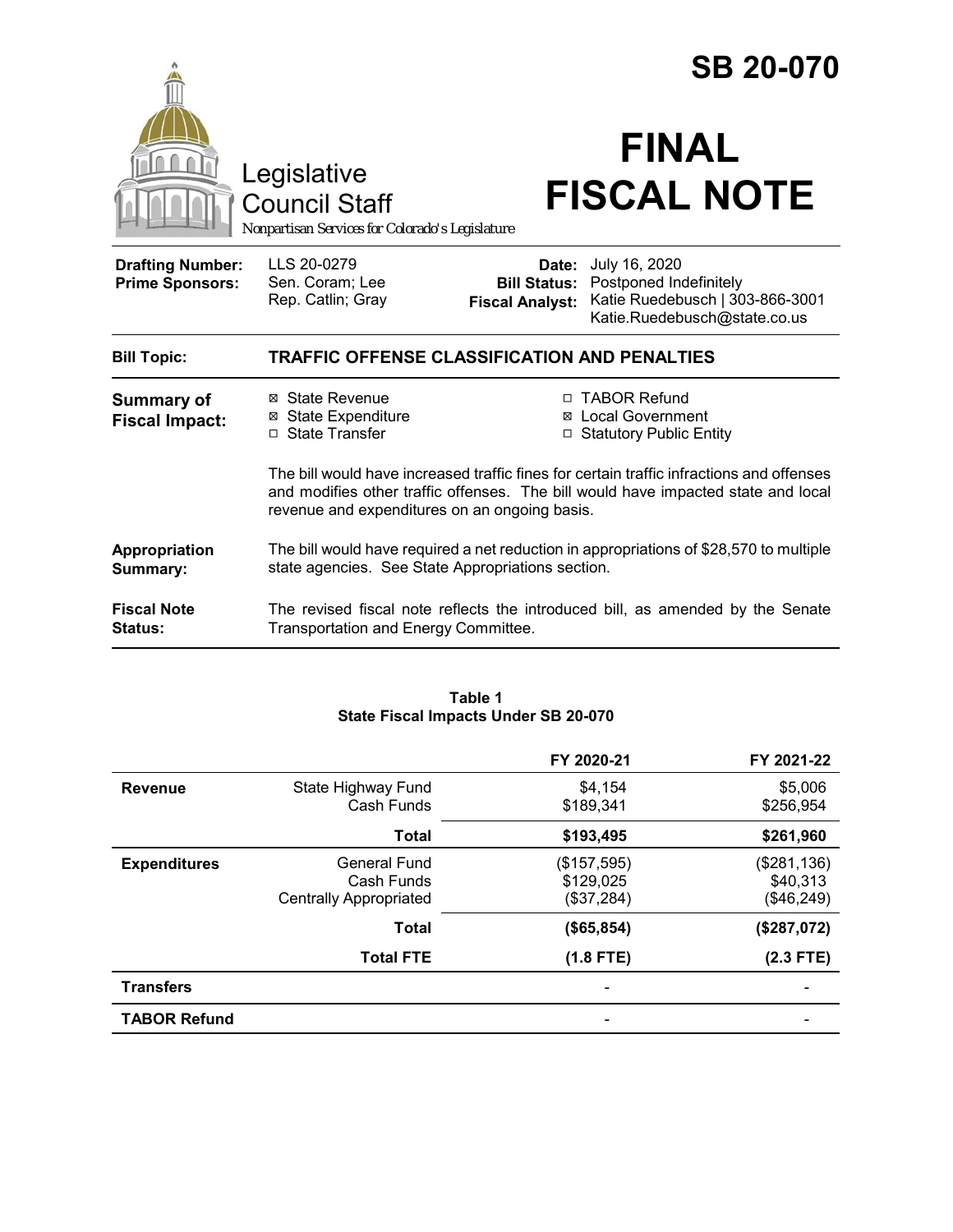# SB 20-070

Legislative Council Staff

*Nonpartisan Services for Colorado's Legislature*

# FINAL FISCAL NOTE

| | | | |
|---|---|---|---|
| **Drafting Number:** | LLS 20-0279 | **Date:** | July 16, 2020 |
| **Prime Sponsors:** | Sen. Coram; Lee<br>Rep. Catlin; Gray | **Bill Status:** | Postponed Indefinitely |
| | | **Fiscal Analyst:** | Katie Ruedebusch \| 303-866-3001<br>Katie.Ruedebusch@state.co.us |

| | |
|---|---|
| **Bill Topic:** | **TRAFFIC OFFENSE CLASSIFICATION AND PENALTIES** |
| **Summary of Fiscal Impact:** | ☒ State Revenue<br>☒ State Expenditure<br>☐ State Transfer<br>☐ TABOR Refund<br>☒ Local Government<br>☐ Statutory Public Entity<br><br>The bill would have increased traffic fines for certain traffic infractions and offenses and modifies other traffic offenses. The bill would have impacted state and local revenue and expenditures on an ongoing basis. |
| **Appropriation Summary:** | The bill would have required a net reduction in appropriations of $28,570 to multiple state agencies. See State Appropriations section. |
| **Fiscal Note Status:** | The revised fiscal note reflects the introduced bill, as amended by the Senate Transportation and Energy Committee. |

**Table 1**
**State Fiscal Impacts Under SB 20-070**

| | | FY 2020-21 | FY 2021-22 |
|---|---|---|---|
| **Revenue** | State Highway Fund | $4,154 | $5,006 |
| | Cash Funds | $189,341 | $256,954 |
| | **Total** | **$193,495** | **$261,960** |
| **Expenditures** | General Fund | ($157,595) | ($281,136) |
| | Cash Funds | $129,025 | $40,313 |
| | Centrally Appropriated | ($37,284) | ($46,249) |
| | **Total** | **($65,854)** | **($287,072)** |
| | **Total FTE** | **(1.8 FTE)** | **(2.3 FTE)** |
| **Transfers** | | - | - |
| **TABOR Refund** | | - | - |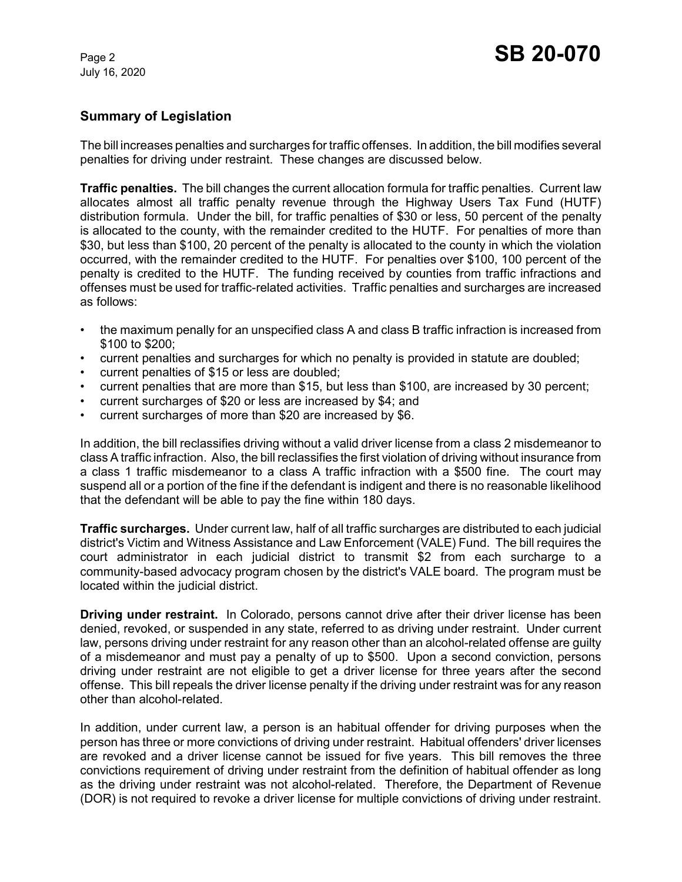## Summary of Legislation

The bill increases penalties and surcharges for traffic offenses. In addition, the bill modifies several penalties for driving under restraint. These changes are discussed below.

**Traffic penalties.** The bill changes the current allocation formula for traffic penalties. Current law allocates almost all traffic penalty revenue through the Highway Users Tax Fund (HUTF) distribution formula. Under the bill, for traffic penalties of $30 or less, 50 percent of the penalty is allocated to the county, with the remainder credited to the HUTF. For penalties of more than $30, but less than $100, 20 percent of the penalty is allocated to the county in which the violation occurred, with the remainder credited to the HUTF. For penalties over $100, 100 percent of the penalty is credited to the HUTF. The funding received by counties from traffic infractions and offenses must be used for traffic-related activities. Traffic penalties and surcharges are increased as follows:

- the maximum penally for an unspecified class A and class B traffic infraction is increased from $100 to $200;
- current penalties and surcharges for which no penalty is provided in statute are doubled;
- current penalties of $15 or less are doubled;
- current penalties that are more than $15, but less than $100, are increased by 30 percent;
- current surcharges of $20 or less are increased by $4; and
- current surcharges of more than $20 are increased by $6.

In addition, the bill reclassifies driving without a valid driver license from a class 2 misdemeanor to class A traffic infraction. Also, the bill reclassifies the first violation of driving without insurance from a class 1 traffic misdemeanor to a class A traffic infraction with a $500 fine. The court may suspend all or a portion of the fine if the defendant is indigent and there is no reasonable likelihood that the defendant will be able to pay the fine within 180 days.

**Traffic surcharges.** Under current law, half of all traffic surcharges are distributed to each judicial district's Victim and Witness Assistance and Law Enforcement (VALE) Fund. The bill requires the court administrator in each judicial district to transmit $2 from each surcharge to a community-based advocacy program chosen by the district's VALE board. The program must be located within the judicial district.

**Driving under restraint.** In Colorado, persons cannot drive after their driver license has been denied, revoked, or suspended in any state, referred to as driving under restraint. Under current law, persons driving under restraint for any reason other than an alcohol-related offense are guilty of a misdemeanor and must pay a penalty of up to $500. Upon a second conviction, persons driving under restraint are not eligible to get a driver license for three years after the second offense. This bill repeals the driver license penalty if the driving under restraint was for any reason other than alcohol-related.

In addition, under current law, a person is an habitual offender for driving purposes when the person has three or more convictions of driving under restraint. Habitual offenders' driver licenses are revoked and a driver license cannot be issued for five years. This bill removes the three convictions requirement of driving under restraint from the definition of habitual offender as long as the driving under restraint was not alcohol-related. Therefore, the Department of Revenue (DOR) is not required to revoke a driver license for multiple convictions of driving under restraint.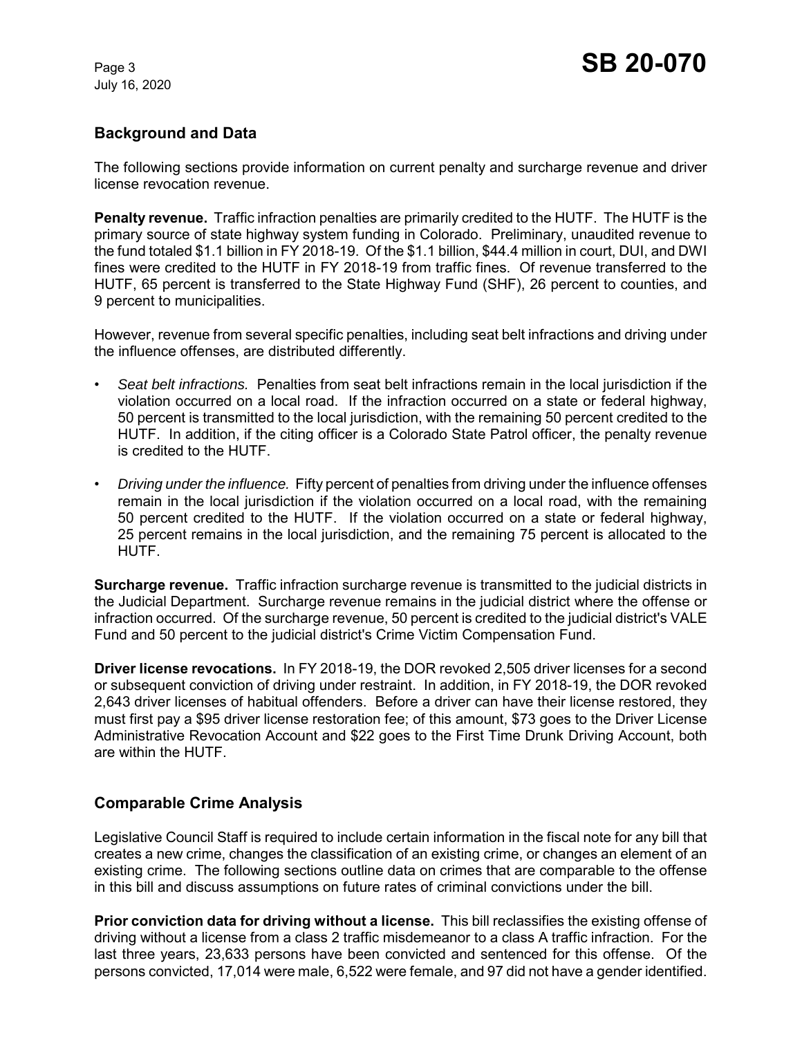## Background and Data

The following sections provide information on current penalty and surcharge revenue and driver license revocation revenue.

**Penalty revenue.** Traffic infraction penalties are primarily credited to the HUTF. The HUTF is the primary source of state highway system funding in Colorado. Preliminary, unaudited revenue to the fund totaled $1.1 billion in FY 2018-19. Of the $1.1 billion, $44.4 million in court, DUI, and DWI fines were credited to the HUTF in FY 2018-19 from traffic fines. Of revenue transferred to the HUTF, 65 percent is transferred to the State Highway Fund (SHF), 26 percent to counties, and 9 percent to municipalities.

However, revenue from several specific penalties, including seat belt infractions and driving under the influence offenses, are distributed differently.

- *Seat belt infractions.* Penalties from seat belt infractions remain in the local jurisdiction if the violation occurred on a local road. If the infraction occurred on a state or federal highway, 50 percent is transmitted to the local jurisdiction, with the remaining 50 percent credited to the HUTF. In addition, if the citing officer is a Colorado State Patrol officer, the penalty revenue is credited to the HUTF.
- *Driving under the influence.* Fifty percent of penalties from driving under the influence offenses remain in the local jurisdiction if the violation occurred on a local road, with the remaining 50 percent credited to the HUTF. If the violation occurred on a state or federal highway, 25 percent remains in the local jurisdiction, and the remaining 75 percent is allocated to the HUTF.

**Surcharge revenue.** Traffic infraction surcharge revenue is transmitted to the judicial districts in the Judicial Department. Surcharge revenue remains in the judicial district where the offense or infraction occurred. Of the surcharge revenue, 50 percent is credited to the judicial district's VALE Fund and 50 percent to the judicial district's Crime Victim Compensation Fund.

**Driver license revocations.** In FY 2018-19, the DOR revoked 2,505 driver licenses for a second or subsequent conviction of driving under restraint. In addition, in FY 2018-19, the DOR revoked 2,643 driver licenses of habitual offenders. Before a driver can have their license restored, they must first pay a $95 driver license restoration fee; of this amount, $73 goes to the Driver License Administrative Revocation Account and $22 goes to the First Time Drunk Driving Account, both are within the HUTF.

## Comparable Crime Analysis

Legislative Council Staff is required to include certain information in the fiscal note for any bill that creates a new crime, changes the classification of an existing crime, or changes an element of an existing crime. The following sections outline data on crimes that are comparable to the offense in this bill and discuss assumptions on future rates of criminal convictions under the bill.

**Prior conviction data for driving without a license.** This bill reclassifies the existing offense of driving without a license from a class 2 traffic misdemeanor to a class A traffic infraction. For the last three years, 23,633 persons have been convicted and sentenced for this offense. Of the persons convicted, 17,014 were male, 6,522 were female, and 97 did not have a gender identified.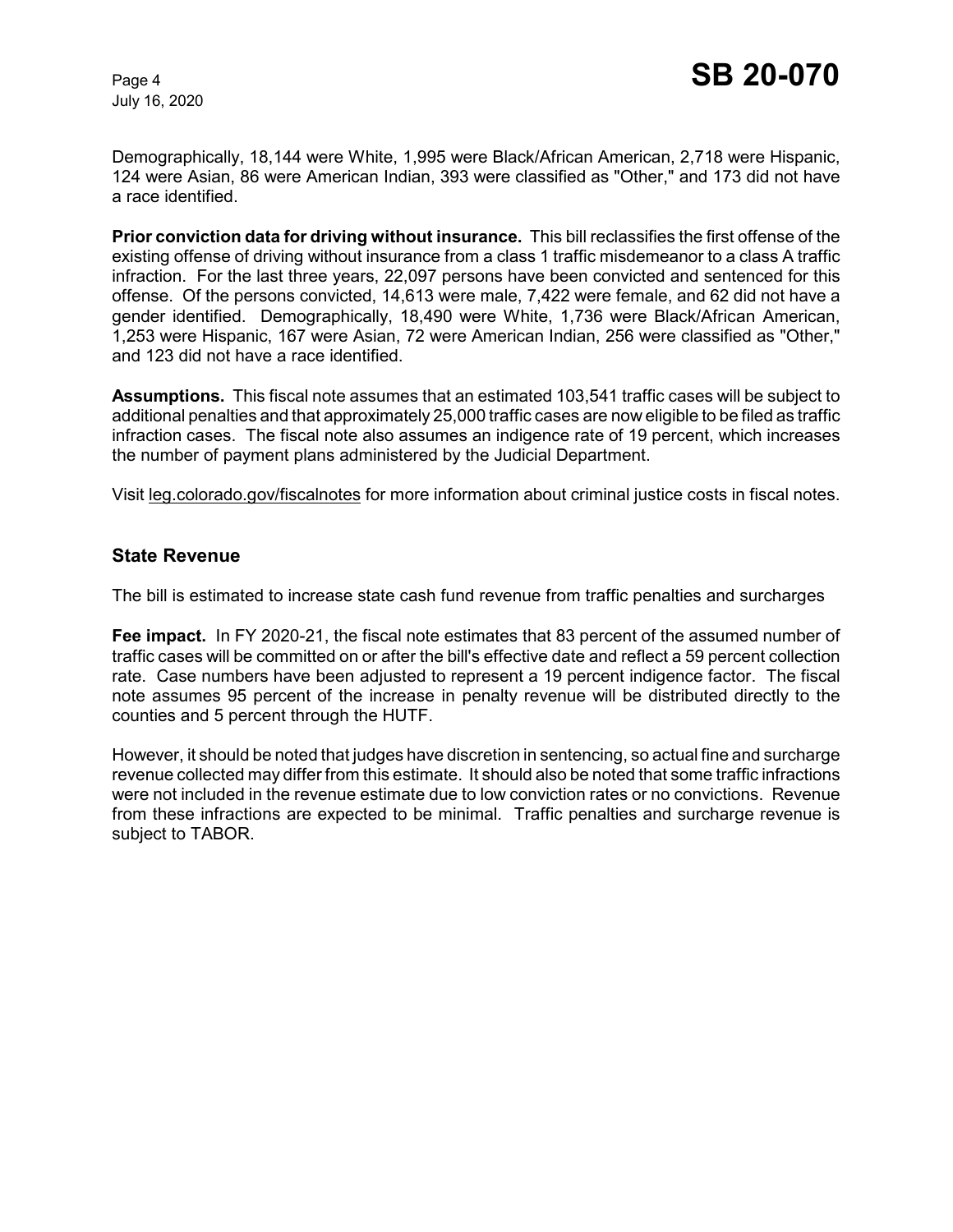Demographically, 18,144 were White, 1,995 were Black/African American, 2,718 were Hispanic, 124 were Asian, 86 were American Indian, 393 were classified as "Other," and 173 did not have a race identified.

**Prior conviction data for driving without insurance.** This bill reclassifies the first offense of the existing offense of driving without insurance from a class 1 traffic misdemeanor to a class A traffic infraction. For the last three years, 22,097 persons have been convicted and sentenced for this offense. Of the persons convicted, 14,613 were male, 7,422 were female, and 62 did not have a gender identified. Demographically, 18,490 were White, 1,736 were Black/African American, 1,253 were Hispanic, 167 were Asian, 72 were American Indian, 256 were classified as "Other," and 123 did not have a race identified.

**Assumptions.** This fiscal note assumes that an estimated 103,541 traffic cases will be subject to additional penalties and that approximately 25,000 traffic cases are now eligible to be filed as traffic infraction cases. The fiscal note also assumes an indigence rate of 19 percent, which increases the number of payment plans administered by the Judicial Department.

Visit leg.colorado.gov/fiscalnotes for more information about criminal justice costs in fiscal notes.

## State Revenue

The bill is estimated to increase state cash fund revenue from traffic penalties and surcharges

**Fee impact.** In FY 2020-21, the fiscal note estimates that 83 percent of the assumed number of traffic cases will be committed on or after the bill's effective date and reflect a 59 percent collection rate. Case numbers have been adjusted to represent a 19 percent indigence factor. The fiscal note assumes 95 percent of the increase in penalty revenue will be distributed directly to the counties and 5 percent through the HUTF.

However, it should be noted that judges have discretion in sentencing, so actual fine and surcharge revenue collected may differ from this estimate. It should also be noted that some traffic infractions were not included in the revenue estimate due to low conviction rates or no convictions. Revenue from these infractions are expected to be minimal. Traffic penalties and surcharge revenue is subject to TABOR.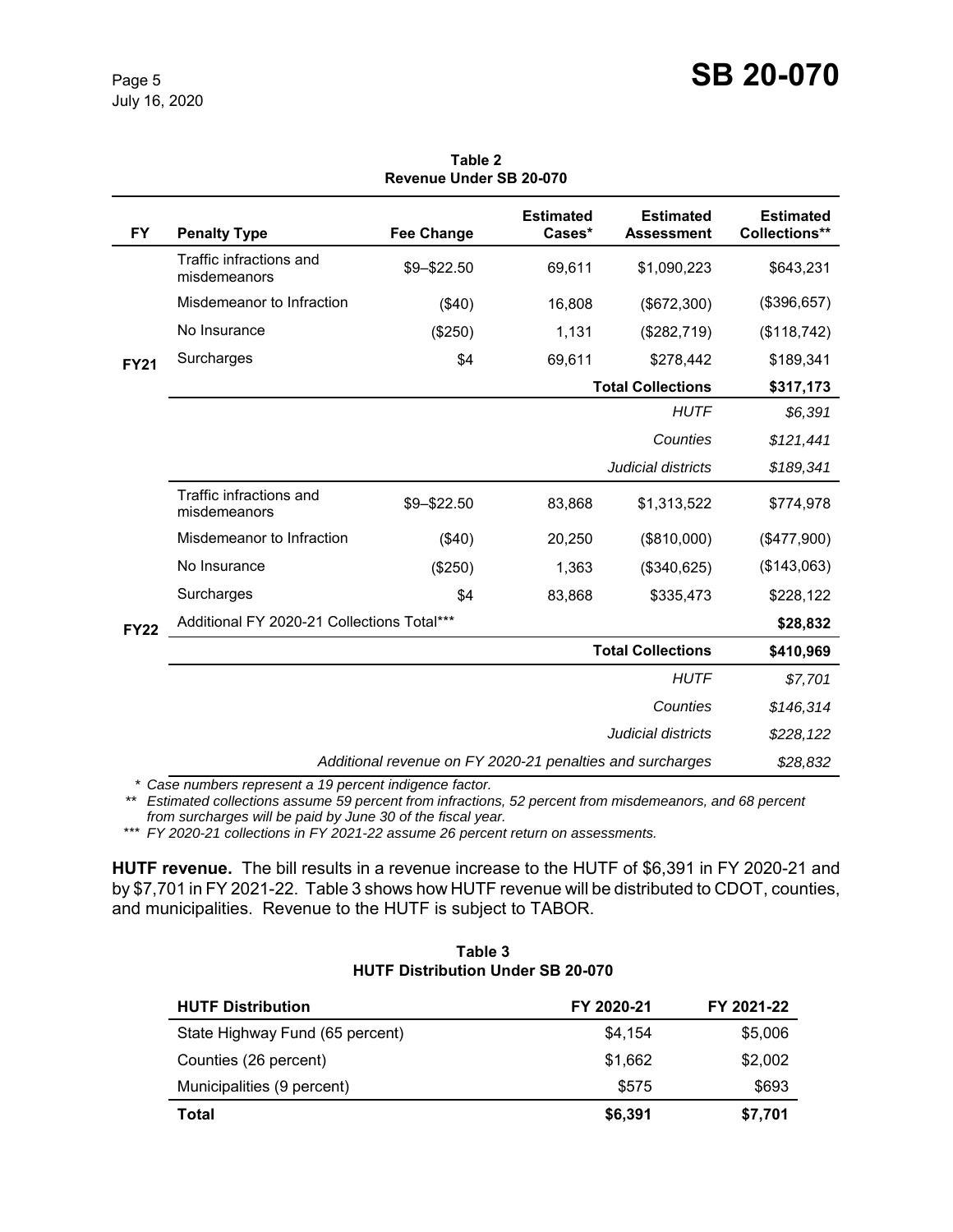**Table 2**
**Revenue Under SB 20-070**

| FY | Penalty Type | Fee Change | Estimated Cases* | Estimated Assessment | Estimated Collections** |
|---|---|---|---|---|---|
| FY21 | Traffic infractions and misdemeanors | $9–$22.50 | 69,611 | $1,090,223 | $643,231 |
| | Misdemeanor to Infraction | ($40) | 16,808 | ($672,300) | ($396,657) |
| | No Insurance | ($250) | 1,131 | ($282,719) | ($118,742) |
| | Surcharges | $4 | 69,611 | $278,442 | $189,341 |
| | | | | **Total Collections** | **$317,173** |
| | | | | *HUTF* | *$6,391* |
| | | | | *Counties* | *$121,441* |
| | | | | *Judicial districts* | *$189,341* |
| FY22 | Traffic infractions and misdemeanors | $9–$22.50 | 83,868 | $1,313,522 | $774,978 |
| | Misdemeanor to Infraction | ($40) | 20,250 | ($810,000) | ($477,900) |
| | No Insurance | ($250) | 1,363 | ($340,625) | ($143,063) |
| | Surcharges | $4 | 83,868 | $335,473 | $228,122 |
| | Additional FY 2020-21 Collections Total*** | | | | **$28,832** |
| | | | | **Total Collections** | **$410,969** |
| | | | | *HUTF* | *$7,701* |
| | | | | *Counties* | *$146,314* |
| | | | | *Judicial districts* | *$228,122* |
| | *Additional revenue on FY 2020-21 penalties and surcharges* | | | | *$28,832* |

\* *Case numbers represent a 19 percent indigence factor.*
\** *Estimated collections assume 59 percent from infractions, 52 percent from misdemeanors, and 68 percent from surcharges will be paid by June 30 of the fiscal year.*
\*** *FY 2020-21 collections in FY 2021-22 assume 26 percent return on assessments.*

**HUTF revenue.** The bill results in a revenue increase to the HUTF of $6,391 in FY 2020-21 and by $7,701 in FY 2021-22. Table 3 shows how HUTF revenue will be distributed to CDOT, counties, and municipalities. Revenue to the HUTF is subject to TABOR.

**Table 3**
**HUTF Distribution Under SB 20-070**

| HUTF Distribution | FY 2020-21 | FY 2021-22 |
|---|---|---|
| State Highway Fund (65 percent) | $4,154 | $5,006 |
| Counties (26 percent) | $1,662 | $2,002 |
| Municipalities (9 percent) | $575 | $693 |
| **Total** | **$6,391** | **$7,701** |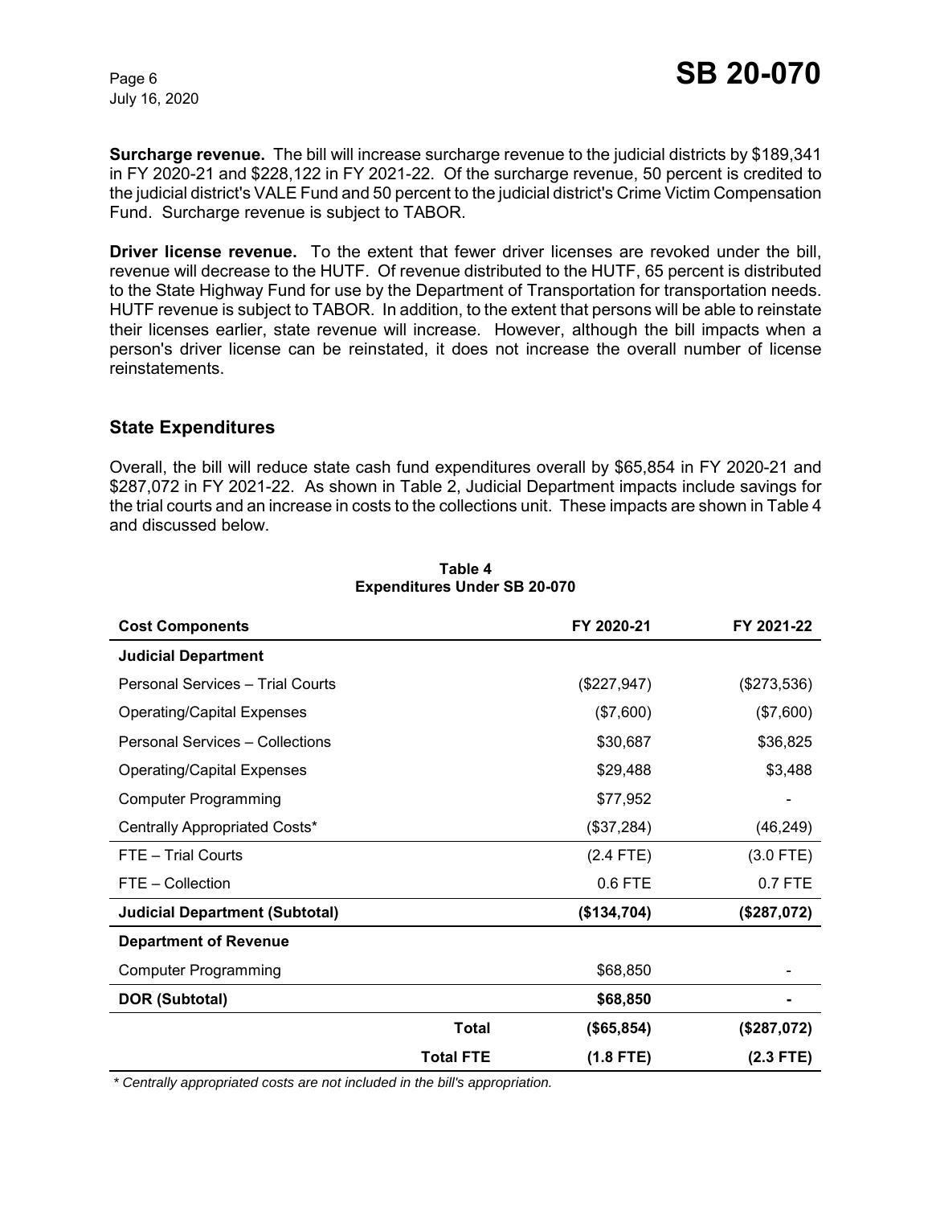**Surcharge revenue.** The bill will increase surcharge revenue to the judicial districts by $189,341 in FY 2020-21 and $228,122 in FY 2021-22. Of the surcharge revenue, 50 percent is credited to the judicial district's VALE Fund and 50 percent to the judicial district's Crime Victim Compensation Fund. Surcharge revenue is subject to TABOR.

**Driver license revenue.** To the extent that fewer driver licenses are revoked under the bill, revenue will decrease to the HUTF. Of revenue distributed to the HUTF, 65 percent is distributed to the State Highway Fund for use by the Department of Transportation for transportation needs. HUTF revenue is subject to TABOR. In addition, to the extent that persons will be able to reinstate their licenses earlier, state revenue will increase. However, although the bill impacts when a person's driver license can be reinstated, it does not increase the overall number of license reinstatements.

## State Expenditures

Overall, the bill will reduce state cash fund expenditures overall by $65,854 in FY 2020-21 and $287,072 in FY 2021-22. As shown in Table 2, Judicial Department impacts include savings for the trial courts and an increase in costs to the collections unit. These impacts are shown in Table 4 and discussed below.

**Table 4**
**Expenditures Under SB 20-070**

| Cost Components | FY 2020-21 | FY 2021-22 |
|---|---|---|
| **Judicial Department** | | |
| Personal Services – Trial Courts | ($227,947) | ($273,536) |
| Operating/Capital Expenses | ($7,600) | ($7,600) |
| Personal Services – Collections | $30,687 | $36,825 |
| Operating/Capital Expenses | $29,488 | $3,488 |
| Computer Programming | $77,952 | - |
| Centrally Appropriated Costs* | ($37,284) | (46,249) |
| FTE – Trial Courts | (2.4 FTE) | (3.0 FTE) |
| FTE – Collection | 0.6 FTE | 0.7 FTE |
| **Judicial Department (Subtotal)** | **($134,704)** | **($287,072)** |
| **Department of Revenue** | | |
| Computer Programming | $68,850 | - |
| **DOR (Subtotal)** | **$68,850** | **-** |
| **Total** | **($65,854)** | **($287,072)** |
| **Total FTE** | **(1.8 FTE)** | **(2.3 FTE)** |

*\* Centrally appropriated costs are not included in the bill's appropriation.*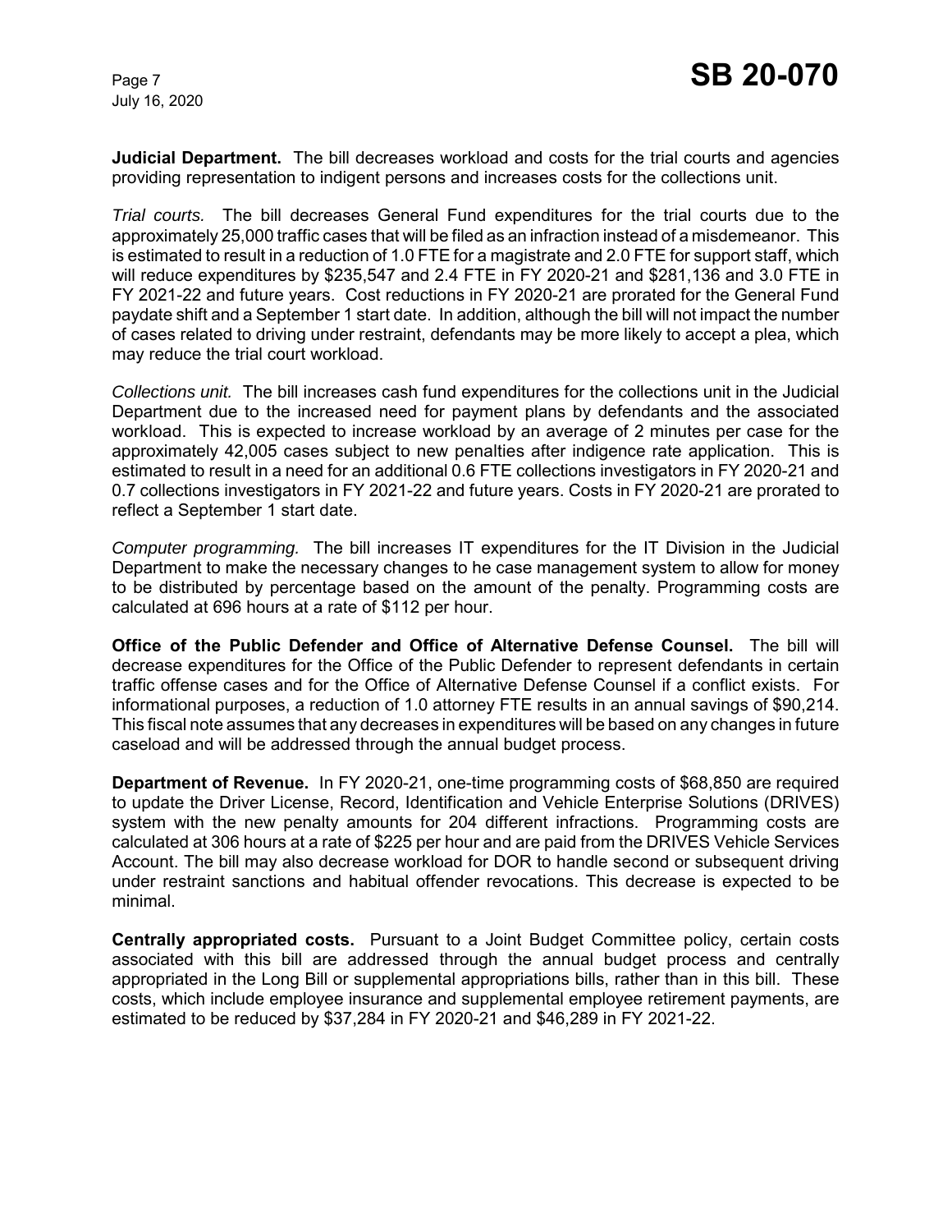**Judicial Department.** The bill decreases workload and costs for the trial courts and agencies providing representation to indigent persons and increases costs for the collections unit.

*Trial courts.* The bill decreases General Fund expenditures for the trial courts due to the approximately 25,000 traffic cases that will be filed as an infraction instead of a misdemeanor. This is estimated to result in a reduction of 1.0 FTE for a magistrate and 2.0 FTE for support staff, which will reduce expenditures by $235,547 and 2.4 FTE in FY 2020-21 and $281,136 and 3.0 FTE in FY 2021-22 and future years. Cost reductions in FY 2020-21 are prorated for the General Fund paydate shift and a September 1 start date. In addition, although the bill will not impact the number of cases related to driving under restraint, defendants may be more likely to accept a plea, which may reduce the trial court workload.

*Collections unit.* The bill increases cash fund expenditures for the collections unit in the Judicial Department due to the increased need for payment plans by defendants and the associated workload. This is expected to increase workload by an average of 2 minutes per case for the approximately 42,005 cases subject to new penalties after indigence rate application. This is estimated to result in a need for an additional 0.6 FTE collections investigators in FY 2020-21 and 0.7 collections investigators in FY 2021-22 and future years. Costs in FY 2020-21 are prorated to reflect a September 1 start date.

*Computer programming.* The bill increases IT expenditures for the IT Division in the Judicial Department to make the necessary changes to he case management system to allow for money to be distributed by percentage based on the amount of the penalty. Programming costs are calculated at 696 hours at a rate of $112 per hour.

**Office of the Public Defender and Office of Alternative Defense Counsel.** The bill will decrease expenditures for the Office of the Public Defender to represent defendants in certain traffic offense cases and for the Office of Alternative Defense Counsel if a conflict exists. For informational purposes, a reduction of 1.0 attorney FTE results in an annual savings of $90,214. This fiscal note assumes that any decreases in expenditures will be based on any changes in future caseload and will be addressed through the annual budget process.

**Department of Revenue.** In FY 2020-21, one-time programming costs of $68,850 are required to update the Driver License, Record, Identification and Vehicle Enterprise Solutions (DRIVES) system with the new penalty amounts for 204 different infractions. Programming costs are calculated at 306 hours at a rate of $225 per hour and are paid from the DRIVES Vehicle Services Account. The bill may also decrease workload for DOR to handle second or subsequent driving under restraint sanctions and habitual offender revocations. This decrease is expected to be minimal.

**Centrally appropriated costs.** Pursuant to a Joint Budget Committee policy, certain costs associated with this bill are addressed through the annual budget process and centrally appropriated in the Long Bill or supplemental appropriations bills, rather than in this bill. These costs, which include employee insurance and supplemental employee retirement payments, are estimated to be reduced by $37,284 in FY 2020-21 and $46,289 in FY 2021-22.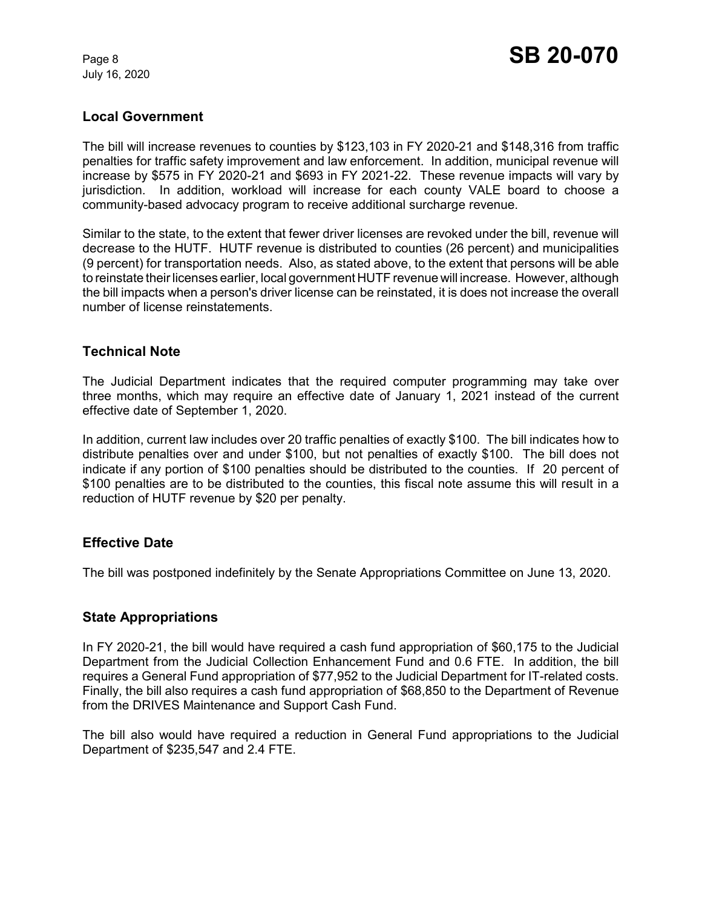## Local Government

The bill will increase revenues to counties by $123,103 in FY 2020-21 and $148,316 from traffic penalties for traffic safety improvement and law enforcement. In addition, municipal revenue will increase by $575 in FY 2020-21 and $693 in FY 2021-22. These revenue impacts will vary by jurisdiction. In addition, workload will increase for each county VALE board to choose a community-based advocacy program to receive additional surcharge revenue.

Similar to the state, to the extent that fewer driver licenses are revoked under the bill, revenue will decrease to the HUTF. HUTF revenue is distributed to counties (26 percent) and municipalities (9 percent) for transportation needs. Also, as stated above, to the extent that persons will be able to reinstate their licenses earlier, local government HUTF revenue will increase. However, although the bill impacts when a person's driver license can be reinstated, it is does not increase the overall number of license reinstatements.

## Technical Note

The Judicial Department indicates that the required computer programming may take over three months, which may require an effective date of January 1, 2021 instead of the current effective date of September 1, 2020.

In addition, current law includes over 20 traffic penalties of exactly $100. The bill indicates how to distribute penalties over and under $100, but not penalties of exactly $100. The bill does not indicate if any portion of $100 penalties should be distributed to the counties. If 20 percent of $100 penalties are to be distributed to the counties, this fiscal note assume this will result in a reduction of HUTF revenue by $20 per penalty.

## Effective Date

The bill was postponed indefinitely by the Senate Appropriations Committee on June 13, 2020.

## State Appropriations

In FY 2020-21, the bill would have required a cash fund appropriation of $60,175 to the Judicial Department from the Judicial Collection Enhancement Fund and 0.6 FTE. In addition, the bill requires a General Fund appropriation of $77,952 to the Judicial Department for IT-related costs. Finally, the bill also requires a cash fund appropriation of $68,850 to the Department of Revenue from the DRIVES Maintenance and Support Cash Fund.

The bill also would have required a reduction in General Fund appropriations to the Judicial Department of $235,547 and 2.4 FTE.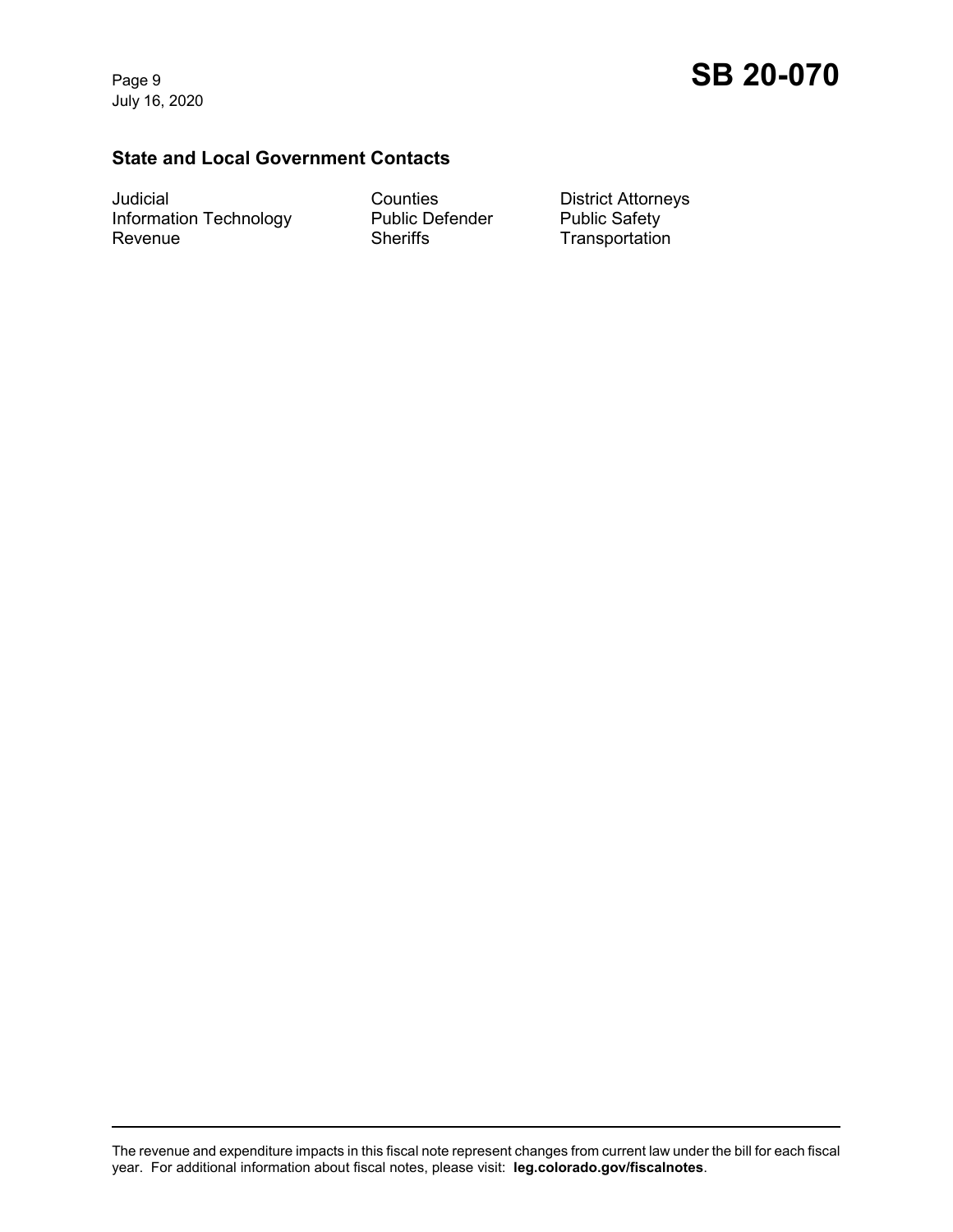## State and Local Government Contacts

| | | |
|---|---|---|
| Judicial | Counties | District Attorneys |
| Information Technology | Public Defender | Public Safety |
| Revenue | Sheriffs | Transportation |

The revenue and expenditure impacts in this fiscal note represent changes from current law under the bill for each fiscal year. For additional information about fiscal notes, please visit: **leg.colorado.gov/fiscalnotes**.